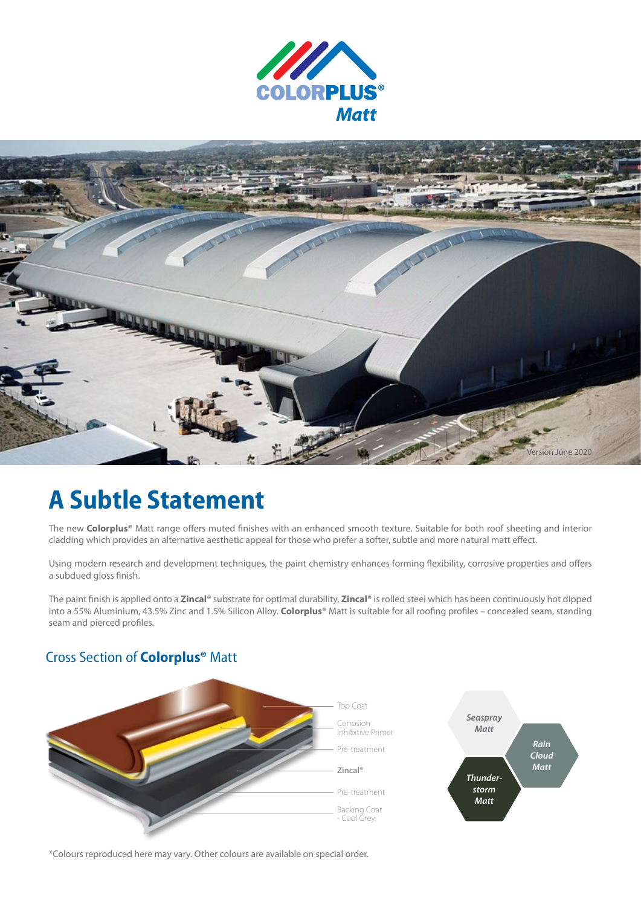# COLORPLUS® Matt

Version June 2020

## A Subtle Statement

The new **Colorplus®** Matt range offers muted finishes with an enhanced smooth texture. Suitable for both roof sheeting and interior cladding which provides an alternative aesthetic appeal for those who prefer a softer, subtle and more natural matt effect.

Using modern research and development techniques, the paint chemistry enhances forming flexibility, corrosive properties and offers a subdued gloss finish.

The paint finish is applied onto a **Zincal®** substrate for optimal durability. **Zincal®** is rolled steel which has been continuously hot dipped into a 55% Aluminium, 43.5% Zinc and 1.5% Silicon Alloy. **Colorplus®** Matt is suitable for all roofing profiles – concealed seam, standing seam and pierced profiles.

### Cross Section of **Colorplus®** Matt

- Top Coat
- Corrosion Inhibitive Primer
- Pre-treatment
- **Zincal®**
- Pre-treatment
- Backing Coat - Cool Grey

*Seaspray Matt*

*Rain Cloud Matt*

*Thunder-storm Matt*

*Colours reproduced here may vary. Other colours are available on special order.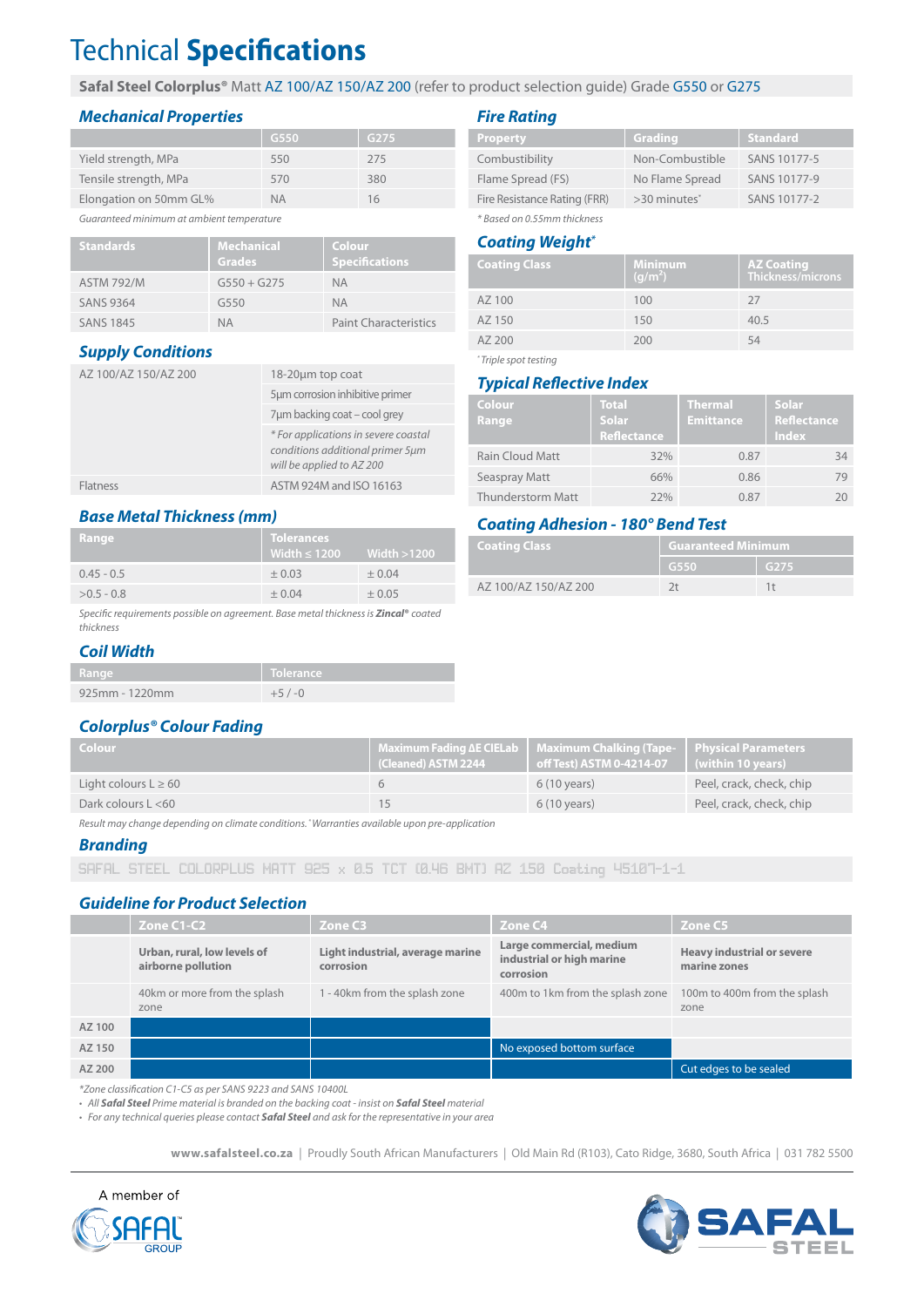# Technical **Specifications**

**Safal Steel Colorplus**® Matt AZ 100/AZ 150/AZ 200 (refer to product selection guide) Grade G550 or G275

## Mechanical Properties

| | G550 | G275 |
|---|---|---|
| Yield strength, MPa | 550 | 275 |
| Tensile strength, MPa | 570 | 380 |
| Elongation on 50mm GL% | NA | 16 |

*Guaranteed minimum at ambient temperature*

| Standards | Mechanical Grades | Colour Specifications |
|---|---|---|
| ASTM 792/M | G550 + G275 | NA |
| SANS 9364 | G550 | NA |
| SANS 1845 | NA | Paint Characteristics |

## Supply Conditions

| | |
|---|---|
| AZ 100/AZ 150/AZ 200 | 18-20μm top coat |
| | 5μm corrosion inhibitive primer |
| | 7μm backing coat – cool grey |
| | *\* For applications in severe coastal conditions additional primer 5μm will be applied to AZ 200* |
| Flatness | ASTM 924M and ISO 16163 |

## Base Metal Thickness (mm)

| Range | Tolerances | |
|---|---|---|
| | Width ≤ 1200 | Width >1200 |
| 0.45 - 0.5 | ± 0.03 | ± 0.04 |
| >0.5 - 0.8 | ± 0.04 | ± 0.05 |

*Specific requirements possible on agreement. Base metal thickness is **Zincal**® coated thickness*

## Coil Width

| Range | Tolerance |
|---|---|
| 925mm - 1220mm | +5 / -0 |

## Fire Rating

| Property | Grading | Standard |
|---|---|---|
| Combustibility | Non-Combustible | SANS 10177-5 |
| Flame Spread (FS) | No Flame Spread | SANS 10177-9 |
| Fire Resistance Rating (FRR) | >30 minutes* | SANS 10177-2 |

*\* Based on 0.55mm thickness*

## Coating Weight*

| Coating Class | Minimum ($g/m^2$) | AZ Coating Thickness/microns |
|---|---|---|
| AZ 100 | 100 | 27 |
| AZ 150 | 150 | 40.5 |
| AZ 200 | 200 | 54 |

*\* Triple spot testing*

## Typical Reflective Index

| Colour Range | Total Solar Reflectance | Thermal Emittance | Solar Reflectance Index |
|---|---|---|---|
| Rain Cloud Matt | 32% | 0.87 | 34 |
| Seaspray Matt | 66% | 0.86 | 79 |
| Thunderstorm Matt | 22% | 0.87 | 20 |

## Coating Adhesion - 180° Bend Test

| Coating Class | Guaranteed Minimum | |
|---|---|---|
| | G550 | G275 |
| AZ 100/AZ 150/AZ 200 | 2t | 1t |

## Colorplus® Colour Fading

| Colour | Maximum Fading ΔE CIELab (Cleaned) ASTM 2244 | Maximum Chalking (Tape-off Test) ASTM 0-4214-07 | Physical Parameters (within 10 years) |
|---|---|---|---|
| Light colours L ≥ 60 | 6 | 6 (10 years) | Peel, crack, check, chip |
| Dark colours L <60 | 15 | 6 (10 years) | Peel, crack, check, chip |

*Result may change depending on climate conditions. \* Warranties available upon pre-application*

## Branding

SAFAL STEEL COLORPLUS MATT 925 x 0.5 TCT (0.46 BMT) AZ 150 Coating 45107-1-1

## Guideline for Product Selection

| | Zone C1-C2 | Zone C3 | Zone C4 | Zone C5 |
|---|---|---|---|---|
| | **Urban, rural, low levels of airborne pollution** | **Light industrial, average marine corrosion** | **Large commercial, medium industrial or high marine corrosion** | **Heavy industrial or severe marine zones** |
| | 40km or more from the splash zone | 1 - 40km from the splash zone | 400m to 1km from the splash zone | 100m to 400m from the splash zone |
| AZ 100 | | | | |
| AZ 150 | | | No exposed bottom surface | |
| AZ 200 | | | | Cut edges to be sealed |

*\*Zone classification C1-C5 as per SANS 9223 and SANS 10400L*

- *All **Safal Steel** Prime material is branded on the backing coat - insist on **Safal Steel** material*
- *For any technical queries please contact **Safal Steel** and ask for the representative in your area*

**www.safalsteel.co.za** | Proudly South African Manufacturers | Old Main Rd (R103), Cato Ridge, 3680, South Africa | 031 782 5500

A member of SAFAL GROUP

SAFAL STEEL